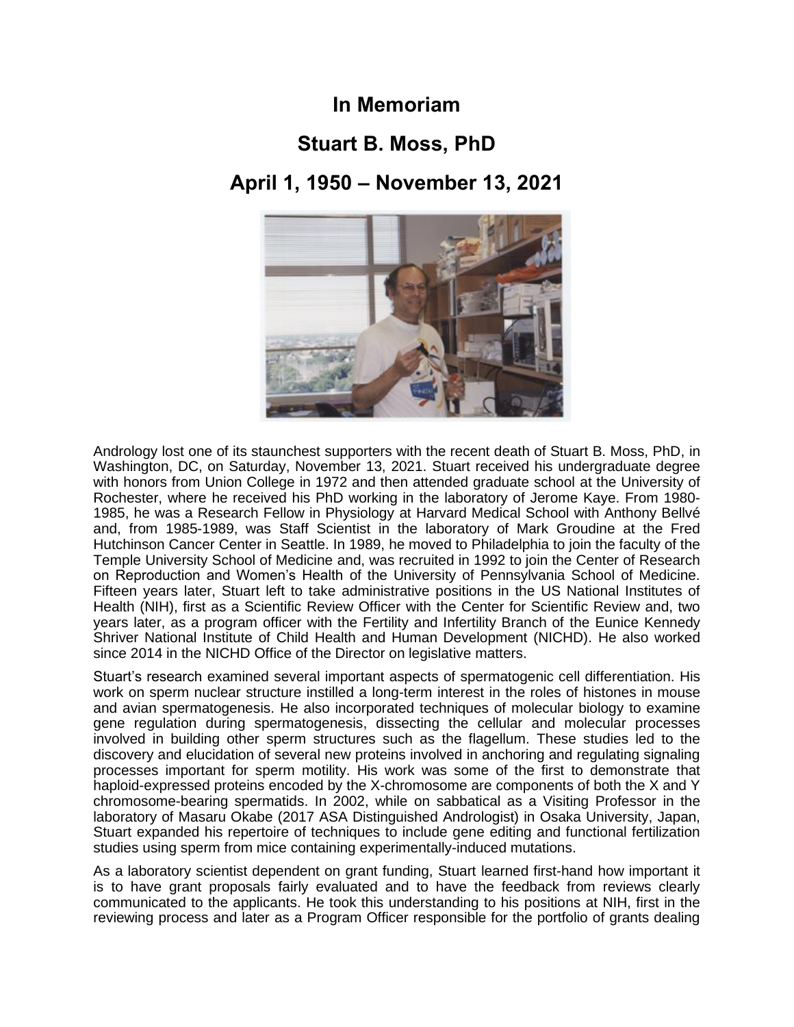# In Memoriam

# Stuart B. Moss, PhD

# April 1, 1950 – November 13, 2021

Andrology lost one of its staunchest supporters with the recent death of Stuart B. Moss, PhD, in Washington, DC, on Saturday, November 13, 2021. Stuart received his undergraduate degree with honors from Union College in 1972 and then attended graduate school at the University of Rochester, where he received his PhD working in the laboratory of Jerome Kaye. From 1980-1985, he was a Research Fellow in Physiology at Harvard Medical School with Anthony Bellvé and, from 1985-1989, was Staff Scientist in the laboratory of Mark Groudine at the Fred Hutchinson Cancer Center in Seattle. In 1989, he moved to Philadelphia to join the faculty of the Temple University School of Medicine and, was recruited in 1992 to join the Center of Research on Reproduction and Women's Health of the University of Pennsylvania School of Medicine. Fifteen years later, Stuart left to take administrative positions in the US National Institutes of Health (NIH), first as a Scientific Review Officer with the Center for Scientific Review and, two years later, as a program officer with the Fertility and Infertility Branch of the Eunice Kennedy Shriver National Institute of Child Health and Human Development (NICHD). He also worked since 2014 in the NICHD Office of the Director on legislative matters.

Stuart's research examined several important aspects of spermatogenic cell differentiation. His work on sperm nuclear structure instilled a long-term interest in the roles of histones in mouse and avian spermatogenesis. He also incorporated techniques of molecular biology to examine gene regulation during spermatogenesis, dissecting the cellular and molecular processes involved in building other sperm structures such as the flagellum. These studies led to the discovery and elucidation of several new proteins involved in anchoring and regulating signaling processes important for sperm motility. His work was some of the first to demonstrate that haploid-expressed proteins encoded by the X-chromosome are components of both the X and Y chromosome-bearing spermatids. In 2002, while on sabbatical as a Visiting Professor in the laboratory of Masaru Okabe (2017 ASA Distinguished Andrologist) in Osaka University, Japan, Stuart expanded his repertoire of techniques to include gene editing and functional fertilization studies using sperm from mice containing experimentally-induced mutations.

As a laboratory scientist dependent on grant funding, Stuart learned first-hand how important it is to have grant proposals fairly evaluated and to have the feedback from reviews clearly communicated to the applicants. He took this understanding to his positions at NIH, first in the reviewing process and later as a Program Officer responsible for the portfolio of grants dealing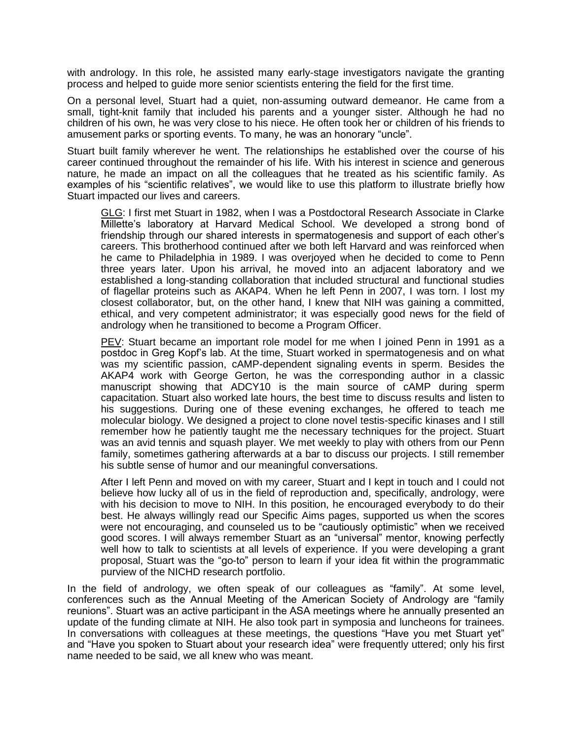with andrology. In this role, he assisted many early-stage investigators navigate the granting process and helped to guide more senior scientists entering the field for the first time.

On a personal level, Stuart had a quiet, non-assuming outward demeanor. He came from a small, tight-knit family that included his parents and a younger sister. Although he had no children of his own, he was very close to his niece. He often took her or children of his friends to amusement parks or sporting events. To many, he was an honorary "uncle".

Stuart built family wherever he went. The relationships he established over the course of his career continued throughout the remainder of his life. With his interest in science and generous nature, he made an impact on all the colleagues that he treated as his scientific family. As examples of his "scientific relatives", we would like to use this platform to illustrate briefly how Stuart impacted our lives and careers.

> <u>GLG</u>: I first met Stuart in 1982, when I was a Postdoctoral Research Associate in Clarke Millette's laboratory at Harvard Medical School. We developed a strong bond of friendship through our shared interests in spermatogenesis and support of each other's careers. This brotherhood continued after we both left Harvard and was reinforced when he came to Philadelphia in 1989. I was overjoyed when he decided to come to Penn three years later. Upon his arrival, he moved into an adjacent laboratory and we established a long-standing collaboration that included structural and functional studies of flagellar proteins such as AKAP4. When he left Penn in 2007, I was torn. I lost my closest collaborator, but, on the other hand, I knew that NIH was gaining a committed, ethical, and very competent administrator; it was especially good news for the field of andrology when he transitioned to become a Program Officer.
>
> <u>PEV</u>: Stuart became an important role model for me when I joined Penn in 1991 as a postdoc in Greg Kopf's lab. At the time, Stuart worked in spermatogenesis and on what was my scientific passion, cAMP-dependent signaling events in sperm. Besides the AKAP4 work with George Gerton, he was the corresponding author in a classic manuscript showing that ADCY10 is the main source of cAMP during sperm capacitation. Stuart also worked late hours, the best time to discuss results and listen to his suggestions. During one of these evening exchanges, he offered to teach me molecular biology. We designed a project to clone novel testis-specific kinases and I still remember how he patiently taught me the necessary techniques for the project. Stuart was an avid tennis and squash player. We met weekly to play with others from our Penn family, sometimes gathering afterwards at a bar to discuss our projects. I still remember his subtle sense of humor and our meaningful conversations.
>
> After I left Penn and moved on with my career, Stuart and I kept in touch and I could not believe how lucky all of us in the field of reproduction and, specifically, andrology, were with his decision to move to NIH. In this position, he encouraged everybody to do their best. He always willingly read our Specific Aims pages, supported us when the scores were not encouraging, and counseled us to be "cautiously optimistic" when we received good scores. I will always remember Stuart as an "universal" mentor, knowing perfectly well how to talk to scientists at all levels of experience. If you were developing a grant proposal, Stuart was the "go-to" person to learn if your idea fit within the programmatic purview of the NICHD research portfolio.

In the field of andrology, we often speak of our colleagues as "family". At some level, conferences such as the Annual Meeting of the American Society of Andrology are "family reunions". Stuart was an active participant in the ASA meetings where he annually presented an update of the funding climate at NIH. He also took part in symposia and luncheons for trainees. In conversations with colleagues at these meetings, the questions "Have you met Stuart yet" and "Have you spoken to Stuart about your research idea" were frequently uttered; only his first name needed to be said, we all knew who was meant.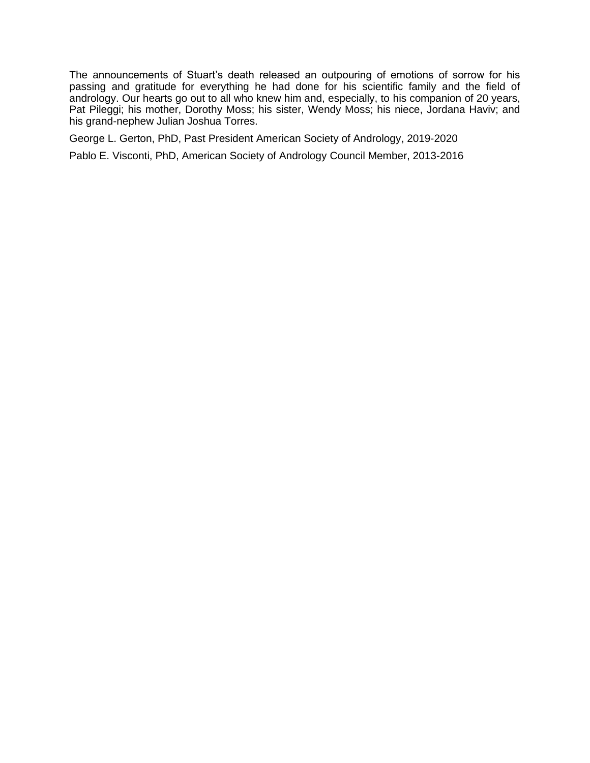The announcements of Stuart's death released an outpouring of emotions of sorrow for his passing and gratitude for everything he had done for his scientific family and the field of andrology. Our hearts go out to all who knew him and, especially, to his companion of 20 years, Pat Pileggi; his mother, Dorothy Moss; his sister, Wendy Moss; his niece, Jordana Haviv; and his grand-nephew Julian Joshua Torres.

George L. Gerton, PhD, Past President American Society of Andrology, 2019-2020

Pablo E. Visconti, PhD, American Society of Andrology Council Member, 2013-2016